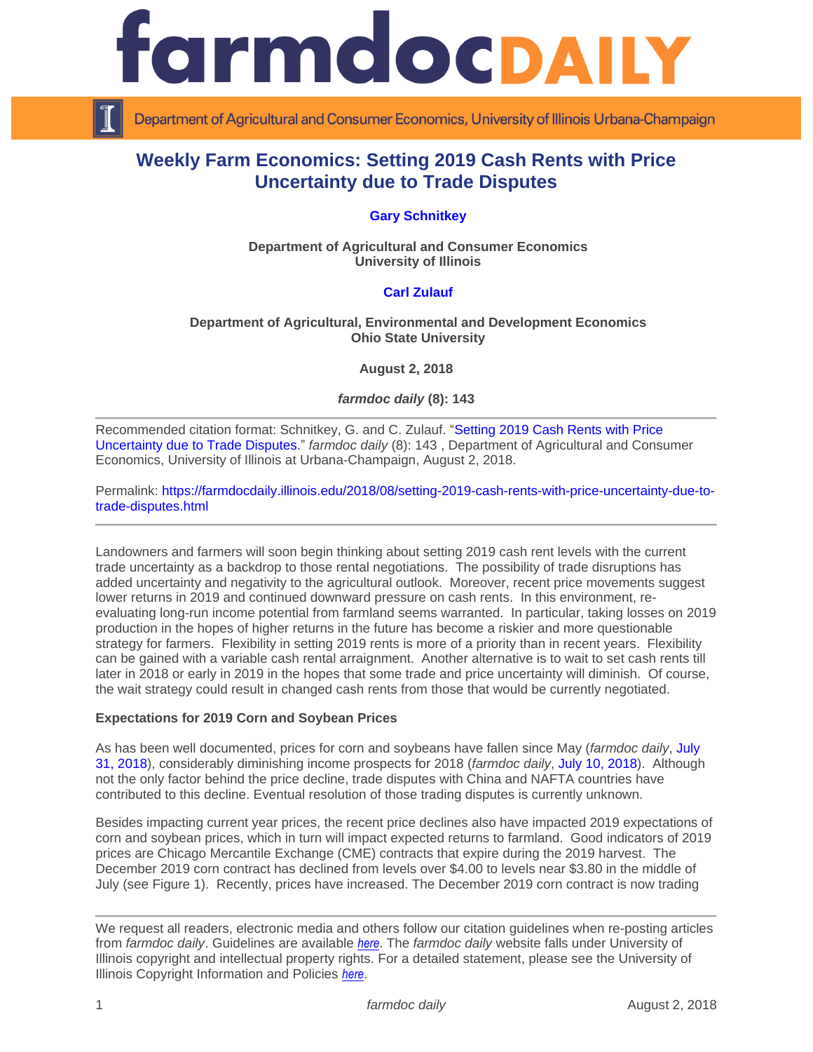# farmdoc DAILY

Department of Agricultural and Consumer Economics, University of Illinois Urbana-Champaign

## Weekly Farm Economics: Setting 2019 Cash Rents with Price Uncertainty due to Trade Disputes

**Gary Schnitkey**

**Department of Agricultural and Consumer Economics**
**University of Illinois**

**Carl Zulauf**

**Department of Agricultural, Environmental and Development Economics**
**Ohio State University**

**August 2, 2018**

***farmdoc daily* (8): 143**

---

Recommended citation format: Schnitkey, G. and C. Zulauf. "Setting 2019 Cash Rents with Price Uncertainty due to Trade Disputes." *farmdoc daily* (8): 143 , Department of Agricultural and Consumer Economics, University of Illinois at Urbana-Champaign, August 2, 2018.

Permalink: https://farmdocdaily.illinois.edu/2018/08/setting-2019-cash-rents-with-price-uncertainty-due-to-trade-disputes.html

---

Landowners and farmers will soon begin thinking about setting 2019 cash rent levels with the current trade uncertainty as a backdrop to those rental negotiations. The possibility of trade disruptions has added uncertainty and negativity to the agricultural outlook. Moreover, recent price movements suggest lower returns in 2019 and continued downward pressure on cash rents. In this environment, re-evaluating long-run income potential from farmland seems warranted. In particular, taking losses on 2019 production in the hopes of higher returns in the future has become a riskier and more questionable strategy for farmers. Flexibility in setting 2019 rents is more of a priority than in recent years. Flexibility can be gained with a variable cash rental arraignment. Another alternative is to wait to set cash rents till later in 2018 or early in 2019 in the hopes that some trade and price uncertainty will diminish. Of course, the wait strategy could result in changed cash rents from those that would be currently negotiated.

**Expectations for 2019 Corn and Soybean Prices**

As has been well documented, prices for corn and soybeans have fallen since May (*farmdoc daily*, July 31, 2018), considerably diminishing income prospects for 2018 (*farmdoc daily*, July 10, 2018). Although not the only factor behind the price decline, trade disputes with China and NAFTA countries have contributed to this decline. Eventual resolution of those trading disputes is currently unknown.

Besides impacting current year prices, the recent price declines also have impacted 2019 expectations of corn and soybean prices, which in turn will impact expected returns to farmland. Good indicators of 2019 prices are Chicago Mercantile Exchange (CME) contracts that expire during the 2019 harvest. The December 2019 corn contract has declined from levels over $4.00 to levels near $3.80 in the middle of July (see Figure 1). Recently, prices have increased. The December 2019 corn contract is now trading

---

We request all readers, electronic media and others follow our citation guidelines when re-posting articles from *farmdoc daily*. Guidelines are available *here*. The *farmdoc daily* website falls under University of Illinois copyright and intellectual property rights. For a detailed statement, please see the University of Illinois Copyright Information and Policies *here*.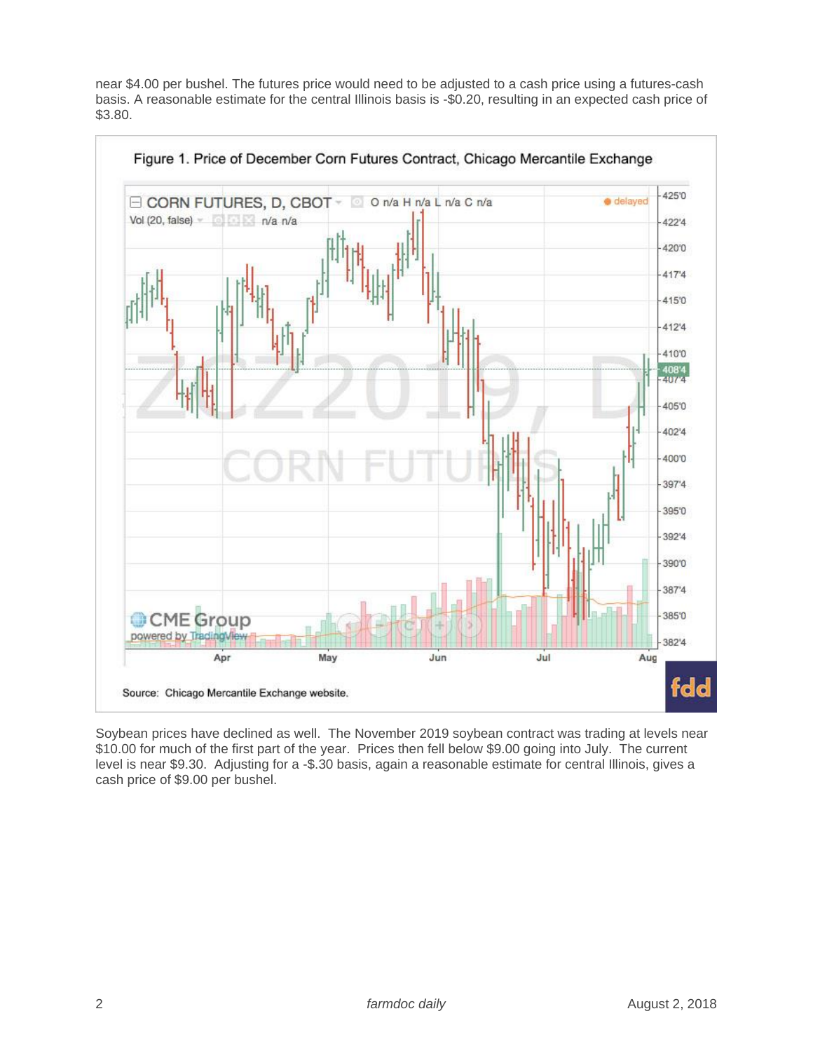near $4.00 per bushel. The futures price would need to be adjusted to a cash price using a futures-cash basis. A reasonable estimate for the central Illinois basis is -$0.20, resulting in an expected cash price of $3.80.

Figure 1. Price of December Corn Futures Contract, Chicago Mercantile Exchange

Source: Chicago Mercantile Exchange website.

Soybean prices have declined as well. The November 2019 soybean contract was trading at levels near $10.00 for much of the first part of the year. Prices then fell below $9.00 going into July. The current level is near $9.30. Adjusting for a -$.30 basis, again a reasonable estimate for central Illinois, gives a cash price of $9.00 per bushel.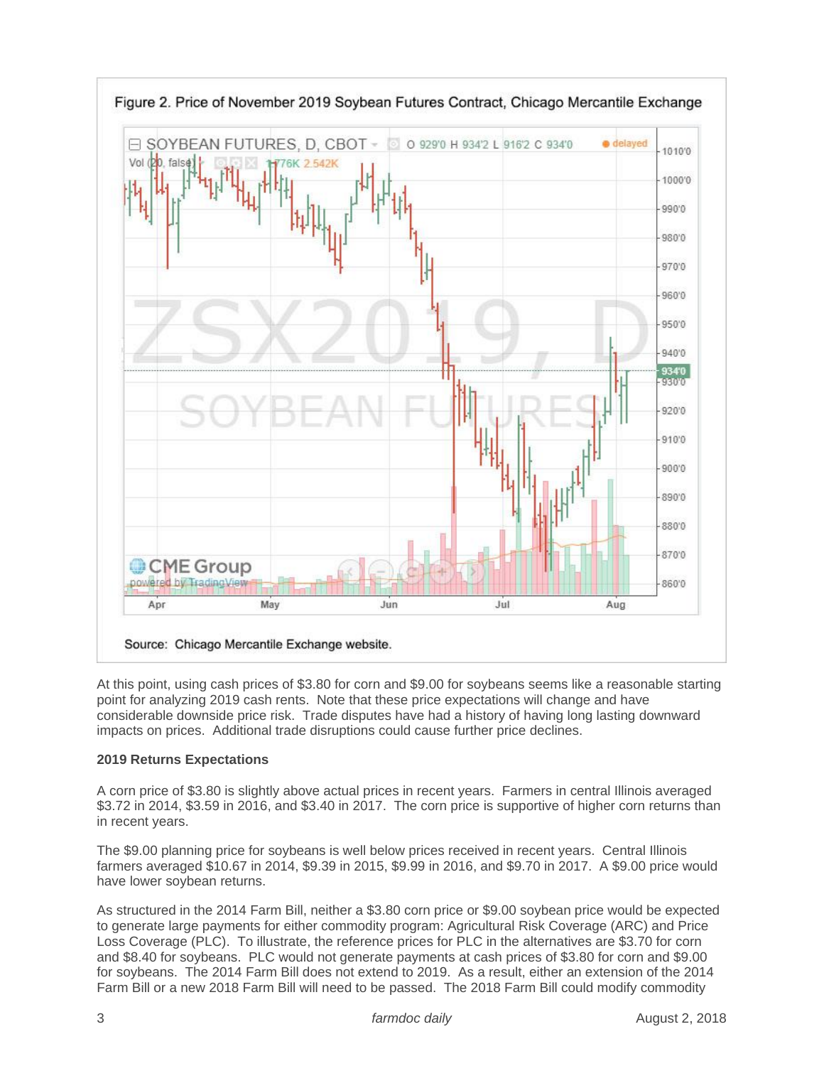Figure 2. Price of November 2019 Soybean Futures Contract, Chicago Mercantile Exchange

Source: Chicago Mercantile Exchange website.

At this point, using cash prices of $3.80 for corn and $9.00 for soybeans seems like a reasonable starting point for analyzing 2019 cash rents. Note that these price expectations will change and have considerable downside price risk. Trade disputes have had a history of having long lasting downward impacts on prices. Additional trade disruptions could cause further price declines.

**2019 Returns Expectations**

A corn price of $3.80 is slightly above actual prices in recent years. Farmers in central Illinois averaged $3.72 in 2014, $3.59 in 2016, and $3.40 in 2017. The corn price is supportive of higher corn returns than in recent years.

The $9.00 planning price for soybeans is well below prices received in recent years. Central Illinois farmers averaged $10.67 in 2014, $9.39 in 2015, $9.99 in 2016, and $9.70 in 2017. A $9.00 price would have lower soybean returns.

As structured in the 2014 Farm Bill, neither a $3.80 corn price or $9.00 soybean price would be expected to generate large payments for either commodity program: Agricultural Risk Coverage (ARC) and Price Loss Coverage (PLC). To illustrate, the reference prices for PLC in the alternatives are $3.70 for corn and $8.40 for soybeans. PLC would not generate payments at cash prices of $3.80 for corn and $9.00 for soybeans. The 2014 Farm Bill does not extend to 2019. As a result, either an extension of the 2014 Farm Bill or a new 2018 Farm Bill will need to be passed. The 2018 Farm Bill could modify commodity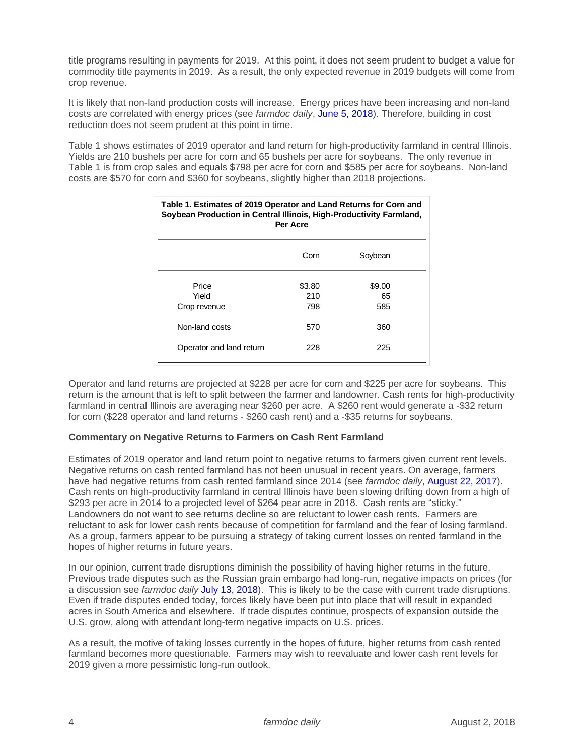title programs resulting in payments for 2019. At this point, it does not seem prudent to budget a value for commodity title payments in 2019. As a result, the only expected revenue in 2019 budgets will come from crop revenue.

It is likely that non-land production costs will increase. Energy prices have been increasing and non-land costs are correlated with energy prices (see *farmdoc daily*, June 5, 2018). Therefore, building in cost reduction does not seem prudent at this point in time.

Table 1 shows estimates of 2019 operator and land return for high-productivity farmland in central Illinois. Yields are 210 bushels per acre for corn and 65 bushels per acre for soybeans. The only revenue in Table 1 is from crop sales and equals $798 per acre for corn and $585 per acre for soybeans. Non-land costs are $570 for corn and $360 for soybeans, slightly higher than 2018 projections.

**Table 1. Estimates of 2019 Operator and Land Returns for Corn and Soybean Production in Central Illinois, High-Productivity Farmland, Per Acre**

| | Corn | Soybean |
|---|---|---|
| Price | $3.80 | $9.00 |
| Yield | 210 | 65 |
| Crop revenue | 798 | 585 |
| Non-land costs | 570 | 360 |
| Operator and land return | 228 | 225 |

Operator and land returns are projected at $228 per acre for corn and $225 per acre for soybeans. This return is the amount that is left to split between the farmer and landowner. Cash rents for high-productivity farmland in central Illinois are averaging near $260 per acre. A $260 rent would generate a -$32 return for corn ($228 operator and land returns - $260 cash rent) and a -$35 returns for soybeans.

**Commentary on Negative Returns to Farmers on Cash Rent Farmland**

Estimates of 2019 operator and land return point to negative returns to farmers given current rent levels. Negative returns on cash rented farmland has not been unusual in recent years. On average, farmers have had negative returns from cash rented farmland since 2014 (see *farmdoc daily*, August 22, 2017). Cash rents on high-productivity farmland in central Illinois have been slowing drifting down from a high of $293 per acre in 2014 to a projected level of $264 pear acre in 2018. Cash rents are "sticky." Landowners do not want to see returns decline so are reluctant to lower cash rents. Farmers are reluctant to ask for lower cash rents because of competition for farmland and the fear of losing farmland. As a group, farmers appear to be pursuing a strategy of taking current losses on rented farmland in the hopes of higher returns in future years.

In our opinion, current trade disruptions diminish the possibility of having higher returns in the future. Previous trade disputes such as the Russian grain embargo had long-run, negative impacts on prices (for a discussion see *farmdoc daily* July 13, 2018). This is likely to be the case with current trade disruptions. Even if trade disputes ended today, forces likely have been put into place that will result in expanded acres in South America and elsewhere. If trade disputes continue, prospects of expansion outside the U.S. grow, along with attendant long-term negative impacts on U.S. prices.

As a result, the motive of taking losses currently in the hopes of future, higher returns from cash rented farmland becomes more questionable. Farmers may wish to reevaluate and lower cash rent levels for 2019 given a more pessimistic long-run outlook.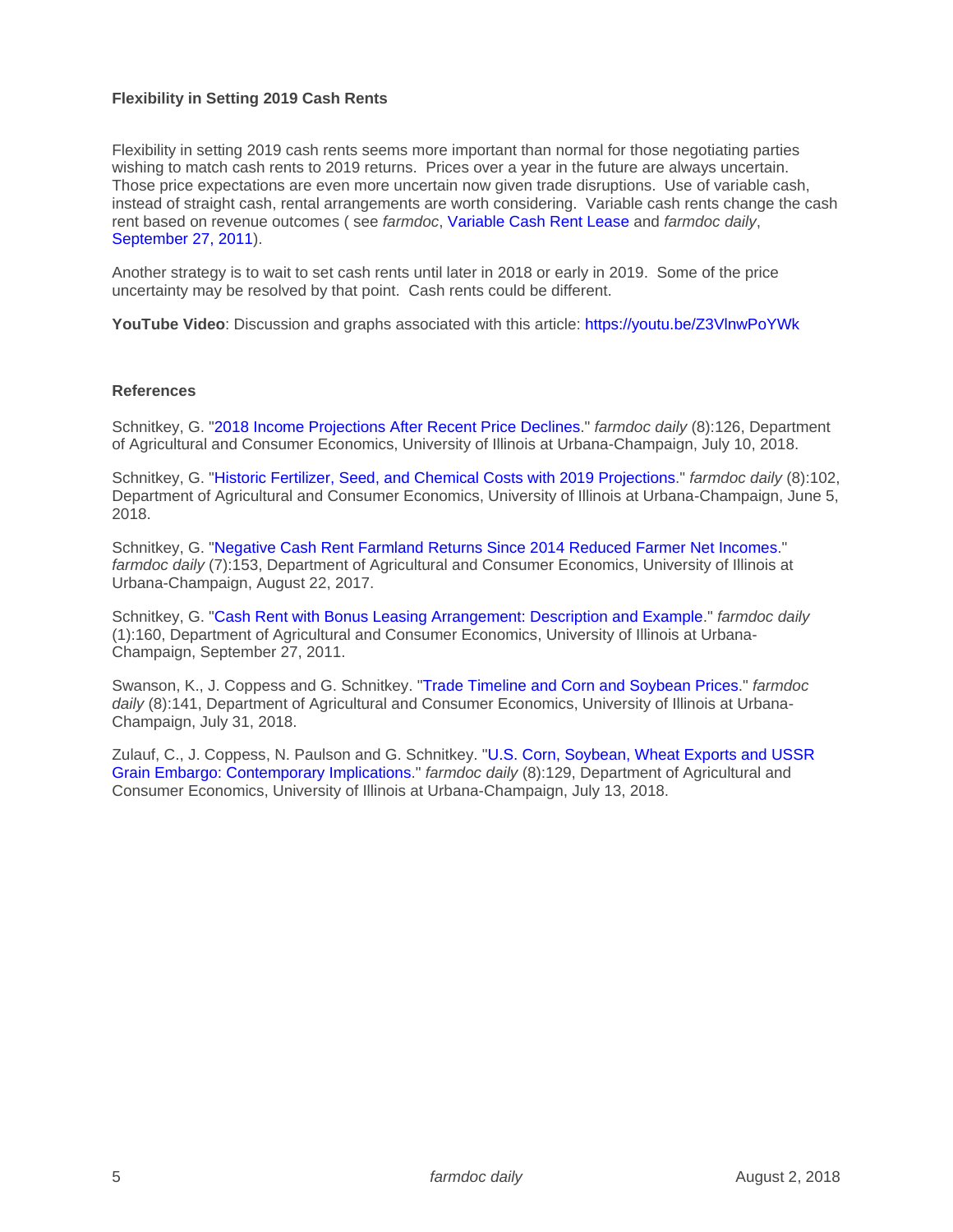**Flexibility in Setting 2019 Cash Rents**

Flexibility in setting 2019 cash rents seems more important than normal for those negotiating parties wishing to match cash rents to 2019 returns. Prices over a year in the future are always uncertain. Those price expectations are even more uncertain now given trade disruptions. Use of variable cash, instead of straight cash, rental arrangements are worth considering. Variable cash rents change the cash rent based on revenue outcomes ( see *farmdoc*, Variable Cash Rent Lease and *farmdoc daily*, September 27, 2011).

Another strategy is to wait to set cash rents until later in 2018 or early in 2019. Some of the price uncertainty may be resolved by that point. Cash rents could be different.

**YouTube Video**: Discussion and graphs associated with this article: https://youtu.be/Z3VlnwPoYWk

**References**

Schnitkey, G. "2018 Income Projections After Recent Price Declines." *farmdoc daily* (8):126, Department of Agricultural and Consumer Economics, University of Illinois at Urbana-Champaign, July 10, 2018.

Schnitkey, G. "Historic Fertilizer, Seed, and Chemical Costs with 2019 Projections." *farmdoc daily* (8):102, Department of Agricultural and Consumer Economics, University of Illinois at Urbana-Champaign, June 5, 2018.

Schnitkey, G. "Negative Cash Rent Farmland Returns Since 2014 Reduced Farmer Net Incomes." *farmdoc daily* (7):153, Department of Agricultural and Consumer Economics, University of Illinois at Urbana-Champaign, August 22, 2017.

Schnitkey, G. "Cash Rent with Bonus Leasing Arrangement: Description and Example." *farmdoc daily* (1):160, Department of Agricultural and Consumer Economics, University of Illinois at Urbana-Champaign, September 27, 2011.

Swanson, K., J. Coppess and G. Schnitkey. "Trade Timeline and Corn and Soybean Prices." *farmdoc daily* (8):141, Department of Agricultural and Consumer Economics, University of Illinois at Urbana-Champaign, July 31, 2018.

Zulauf, C., J. Coppess, N. Paulson and G. Schnitkey. "U.S. Corn, Soybean, Wheat Exports and USSR Grain Embargo: Contemporary Implications." *farmdoc daily* (8):129, Department of Agricultural and Consumer Economics, University of Illinois at Urbana-Champaign, July 13, 2018.